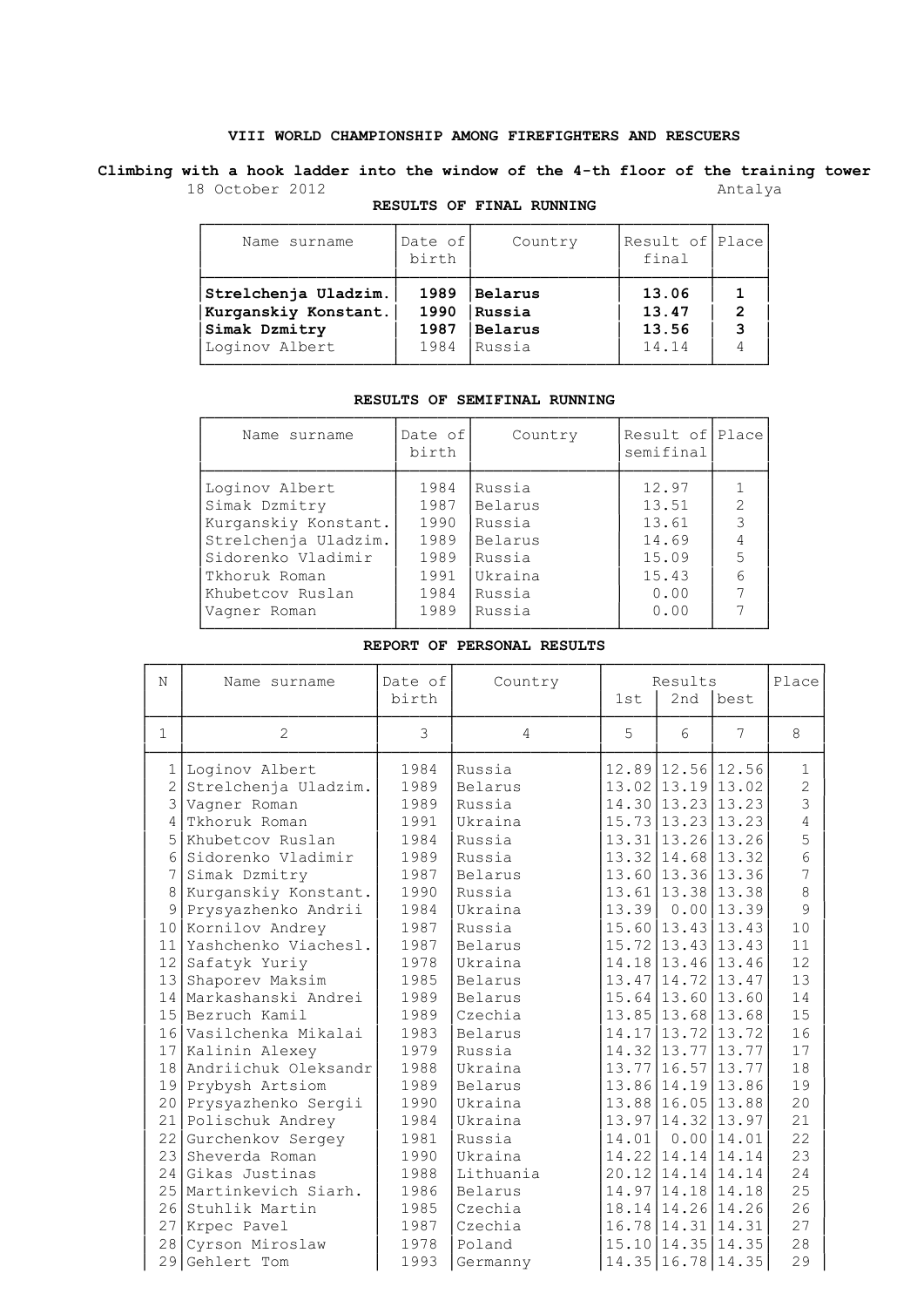# VIII WORLD CHAMPIONSHIP AMONG FIREFIGHTERS AND RESCUERS

## Climbing with a hook ladder into the window of the 4-th floor of the training tower

18 October 2012 Antalya

### RESULTS OF FINAL RUNNING

| Name surname | Date of birth | Country | Result of final | Place |
|---|---|---|---|---|
| **Strelchenja Uladzim.** | **1989** | **Belarus** | **13.06** | **1** |
| **Kurganskiy Konstant.** | **1990** | **Russia** | **13.47** | **2** |
| **Simak Dzmitry** | **1987** | **Belarus** | **13.56** | **3** |
| Loginov Albert | 1984 | Russia | 14.14 | 4 |

### RESULTS OF SEMIFINAL RUNNING

| Name surname | Date of birth | Country | Result of semifinal | Place |
|---|---|---|---|---|
| Loginov Albert | 1984 | Russia | 12.97 | 1 |
| Simak Dzmitry | 1987 | Belarus | 13.51 | 2 |
| Kurganskiy Konstant. | 1990 | Russia | 13.61 | 3 |
| Strelchenja Uladzim. | 1989 | Belarus | 14.69 | 4 |
| Sidorenko Vladimir | 1989 | Russia | 15.09 | 5 |
| Tkhoruk Roman | 1991 | Ukraina | 15.43 | 6 |
| Khubetcov Ruslan | 1984 | Russia | 0.00 | 7 |
| Vagner Roman | 1989 | Russia | 0.00 | 7 |

### REPORT OF PERSONAL RESULTS

| N | Name surname | Date of birth | Country | Results | | | Place |
|---|---|---|---|---|---|---|---|
| | | | | 1st | 2nd | best | |
| 1 | 2 | 3 | 4 | 5 | 6 | 7 | 8 |
| 1 | Loginov Albert | 1984 | Russia | 12.89 | 12.56 | 12.56 | 1 |
| 2 | Strelchenja Uladzim. | 1989 | Belarus | 13.02 | 13.19 | 13.02 | 2 |
| 3 | Vagner Roman | 1989 | Russia | 14.30 | 13.23 | 13.23 | 3 |
| 4 | Tkhoruk Roman | 1991 | Ukraina | 15.73 | 13.23 | 13.23 | 4 |
| 5 | Khubetcov Ruslan | 1984 | Russia | 13.31 | 13.26 | 13.26 | 5 |
| 6 | Sidorenko Vladimir | 1989 | Russia | 13.32 | 14.68 | 13.32 | 6 |
| 7 | Simak Dzmitry | 1987 | Belarus | 13.60 | 13.36 | 13.36 | 7 |
| 8 | Kurganskiy Konstant. | 1990 | Russia | 13.61 | 13.38 | 13.38 | 8 |
| 9 | Prysyazhenko Andrii | 1984 | Ukraina | 13.39 | 0.00 | 13.39 | 9 |
| 10 | Kornilov Andrey | 1987 | Russia | 15.60 | 13.43 | 13.43 | 10 |
| 11 | Yashchenko Viachesl. | 1987 | Belarus | 15.72 | 13.43 | 13.43 | 11 |
| 12 | Safatyk Yuriy | 1978 | Ukraina | 14.18 | 13.46 | 13.46 | 12 |
| 13 | Shaporev Maksim | 1985 | Belarus | 13.47 | 14.72 | 13.47 | 13 |
| 14 | Markashanski Andrei | 1989 | Belarus | 15.64 | 13.60 | 13.60 | 14 |
| 15 | Bezruch Kamil | 1989 | Czechia | 13.85 | 13.68 | 13.68 | 15 |
| 16 | Vasilchenka Mikalai | 1983 | Belarus | 14.17 | 13.72 | 13.72 | 16 |
| 17 | Kalinin Alexey | 1979 | Russia | 14.32 | 13.77 | 13.77 | 17 |
| 18 | Andriichuk Oleksandr | 1988 | Ukraina | 13.77 | 16.57 | 13.77 | 18 |
| 19 | Prybysh Artsiom | 1989 | Belarus | 13.86 | 14.19 | 13.86 | 19 |
| 20 | Prysyazhenko Sergii | 1990 | Ukraina | 13.88 | 16.05 | 13.88 | 20 |
| 21 | Polischuk Andrey | 1984 | Ukraina | 13.97 | 14.32 | 13.97 | 21 |
| 22 | Gurchenkov Sergey | 1981 | Russia | 14.01 | 0.00 | 14.01 | 22 |
| 23 | Sheverda Roman | 1990 | Ukraina | 14.22 | 14.14 | 14.14 | 23 |
| 24 | Gikas Justinas | 1988 | Lithuania | 20.12 | 14.14 | 14.14 | 24 |
| 25 | Martinkevich Siarh. | 1986 | Belarus | 14.97 | 14.18 | 14.18 | 25 |
| 26 | Stuhlik Martin | 1985 | Czechia | 18.14 | 14.26 | 14.26 | 26 |
| 27 | Krpec Pavel | 1987 | Czechia | 16.78 | 14.31 | 14.31 | 27 |
| 28 | Cyrson Miroslaw | 1978 | Poland | 15.10 | 14.35 | 14.35 | 28 |
| 29 | Gehlert Tom | 1993 | Germanny | 14.35 | 16.78 | 14.35 | 29 |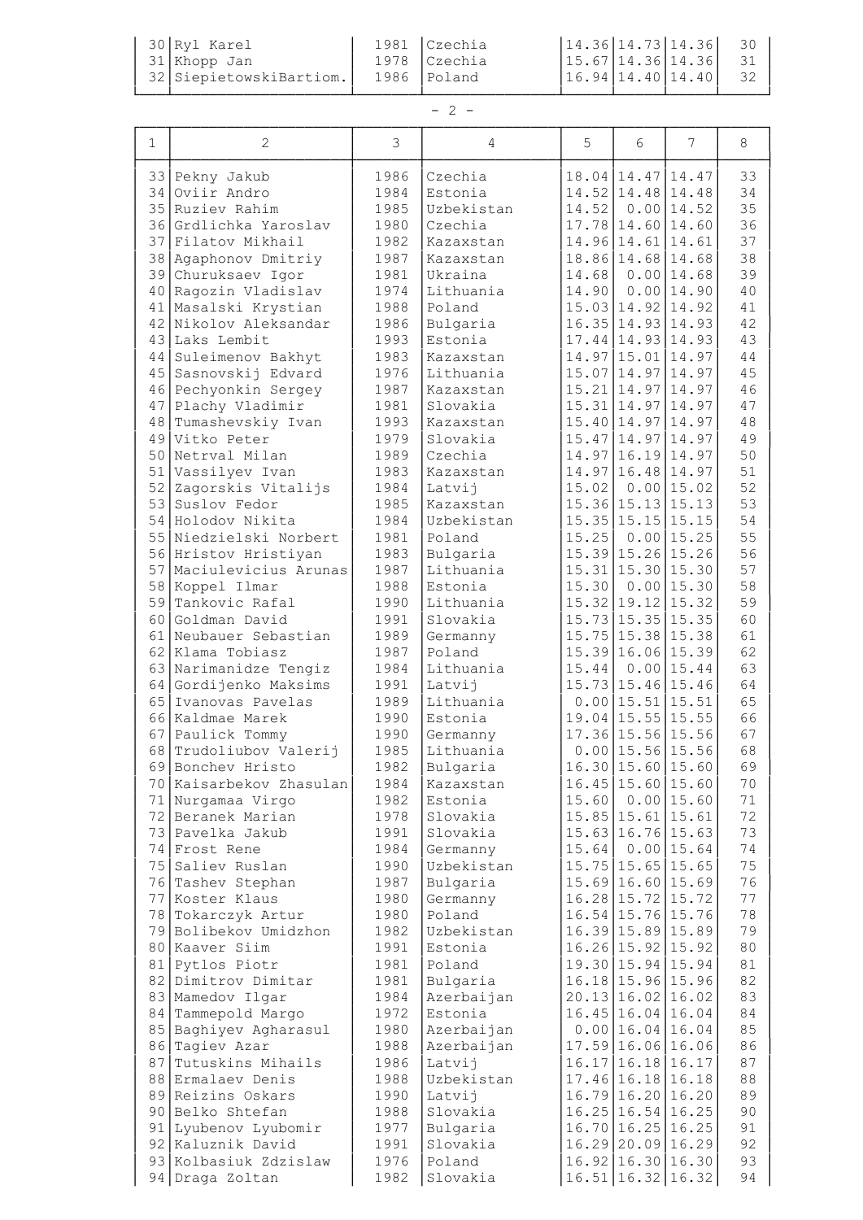| 1 | 2 | 3 | 4 | 5 | 6 | 7 | 8 |
|---|---|---|---|---|---|---|---|
| 30 | Ryl Karel | 1981 | Czechia | 14.36 | 14.73 | 14.36 | 30 |
| 31 | Khopp Jan | 1978 | Czechia | 15.67 | 14.36 | 14.36 | 31 |
| 32 | SiepietowskiBartiom. | 1986 | Poland | 16.94 | 14.40 | 14.40 | 32 |
| 33 | Pekny Jakub | 1986 | Czechia | 18.04 | 14.47 | 14.47 | 33 |
| 34 | Oviir Andro | 1984 | Estonia | 14.52 | 14.48 | 14.48 | 34 |
| 35 | Ruziev Rahim | 1985 | Uzbekistan | 14.52 | 0.00 | 14.52 | 35 |
| 36 | Grdlichka Yaroslav | 1980 | Czechia | 17.78 | 14.60 | 14.60 | 36 |
| 37 | Filatov Mikhail | 1982 | Kazaxstan | 14.96 | 14.61 | 14.61 | 37 |
| 38 | Agaphonov Dmitriy | 1987 | Kazaxstan | 18.86 | 14.68 | 14.68 | 38 |
| 39 | Churuksaev Igor | 1981 | Ukraina | 14.68 | 0.00 | 14.68 | 39 |
| 40 | Ragozin Vladislav | 1974 | Lithuania | 14.90 | 0.00 | 14.90 | 40 |
| 41 | Masalski Krystian | 1988 | Poland | 15.03 | 14.92 | 14.92 | 41 |
| 42 | Nikolov Aleksandar | 1986 | Bulgaria | 16.35 | 14.93 | 14.93 | 42 |
| 43 | Laks Lembit | 1993 | Estonia | 17.44 | 14.93 | 14.93 | 43 |
| 44 | Suleimenov Bakhyt | 1983 | Kazaxstan | 14.97 | 15.01 | 14.97 | 44 |
| 45 | Sasnovskij Edvard | 1976 | Lithuania | 15.07 | 14.97 | 14.97 | 45 |
| 46 | Pechyonkin Sergey | 1987 | Kazaxstan | 15.21 | 14.97 | 14.97 | 46 |
| 47 | Plachy Vladimir | 1981 | Slovakia | 15.31 | 14.97 | 14.97 | 47 |
| 48 | Tumashevskiy Ivan | 1993 | Kazaxstan | 15.40 | 14.97 | 14.97 | 48 |
| 49 | Vitko Peter | 1979 | Slovakia | 15.47 | 14.97 | 14.97 | 49 |
| 50 | Netrval Milan | 1989 | Czechia | 14.97 | 16.19 | 14.97 | 50 |
| 51 | Vassilyev Ivan | 1983 | Kazaxstan | 14.97 | 16.48 | 14.97 | 51 |
| 52 | Zagorskis Vitalijs | 1984 | Latvij | 15.02 | 0.00 | 15.02 | 52 |
| 53 | Suslov Fedor | 1985 | Kazaxstan | 15.36 | 15.13 | 15.13 | 53 |
| 54 | Holodov Nikita | 1984 | Uzbekistan | 15.35 | 15.15 | 15.15 | 54 |
| 55 | Niedzielski Norbert | 1981 | Poland | 15.25 | 0.00 | 15.25 | 55 |
| 56 | Hristov Hristiyan | 1983 | Bulgaria | 15.39 | 15.26 | 15.26 | 56 |
| 57 | Maciulevicius Arunas | 1987 | Lithuania | 15.31 | 15.30 | 15.30 | 57 |
| 58 | Koppel Ilmar | 1988 | Estonia | 15.30 | 0.00 | 15.30 | 58 |
| 59 | Tankovic Rafal | 1990 | Lithuania | 15.32 | 19.12 | 15.32 | 59 |
| 60 | Goldman David | 1991 | Slovakia | 15.73 | 15.35 | 15.35 | 60 |
| 61 | Neubauer Sebastian | 1989 | Germanny | 15.75 | 15.38 | 15.38 | 61 |
| 62 | Klama Tobiasz | 1987 | Poland | 15.39 | 16.06 | 15.39 | 62 |
| 63 | Narimanidze Tengiz | 1984 | Lithuania | 15.44 | 0.00 | 15.44 | 63 |
| 64 | Gordijenko Maksims | 1991 | Latvij | 15.73 | 15.46 | 15.46 | 64 |
| 65 | Ivanovas Pavelas | 1989 | Lithuania | 0.00 | 15.51 | 15.51 | 65 |
| 66 | Kaldmae Marek | 1990 | Estonia | 19.04 | 15.55 | 15.55 | 66 |
| 67 | Paulick Tommy | 1990 | Germanny | 17.36 | 15.56 | 15.56 | 67 |
| 68 | Trudoliubov Valerij | 1985 | Lithuania | 0.00 | 15.56 | 15.56 | 68 |
| 69 | Bonchev Hristo | 1982 | Bulgaria | 16.30 | 15.60 | 15.60 | 69 |
| 70 | Kaisarbekov Zhasulan | 1984 | Kazaxstan | 16.45 | 15.60 | 15.60 | 70 |
| 71 | Nurgamaa Virgo | 1982 | Estonia | 15.60 | 0.00 | 15.60 | 71 |
| 72 | Beranek Marian | 1978 | Slovakia | 15.85 | 15.61 | 15.61 | 72 |
| 73 | Pavelka Jakub | 1991 | Slovakia | 15.63 | 16.76 | 15.63 | 73 |
| 74 | Frost Rene | 1984 | Germanny | 15.64 | 0.00 | 15.64 | 74 |
| 75 | Saliev Ruslan | 1990 | Uzbekistan | 15.75 | 15.65 | 15.65 | 75 |
| 76 | Tashev Stephan | 1987 | Bulgaria | 15.69 | 16.60 | 15.69 | 76 |
| 77 | Koster Klaus | 1980 | Germanny | 16.28 | 15.72 | 15.72 | 77 |
| 78 | Tokarczyk Artur | 1980 | Poland | 16.54 | 15.76 | 15.76 | 78 |
| 79 | Bolibekov Umidzhon | 1982 | Uzbekistan | 16.39 | 15.89 | 15.89 | 79 |
| 80 | Kaaver Siim | 1991 | Estonia | 16.26 | 15.92 | 15.92 | 80 |
| 81 | Pytlos Piotr | 1981 | Poland | 19.30 | 15.94 | 15.94 | 81 |
| 82 | Dimitrov Dimitar | 1981 | Bulgaria | 16.18 | 15.96 | 15.96 | 82 |
| 83 | Mamedov Ilgar | 1984 | Azerbaijan | 20.13 | 16.02 | 16.02 | 83 |
| 84 | Tammepold Margo | 1972 | Estonia | 16.45 | 16.04 | 16.04 | 84 |
| 85 | Baghiyev Agharasul | 1980 | Azerbaijan | 0.00 | 16.04 | 16.04 | 85 |
| 86 | Tagiev Azar | 1988 | Azerbaijan | 17.59 | 16.06 | 16.06 | 86 |
| 87 | Tutuskins Mihails | 1986 | Latvij | 16.17 | 16.18 | 16.17 | 87 |
| 88 | Ermalaev Denis | 1988 | Uzbekistan | 17.46 | 16.18 | 16.18 | 88 |
| 89 | Reizins Oskars | 1990 | Latvij | 16.79 | 16.20 | 16.20 | 89 |
| 90 | Belko Shtefan | 1988 | Slovakia | 16.25 | 16.54 | 16.25 | 90 |
| 91 | Lyubenov Lyubomir | 1977 | Bulgaria | 16.70 | 16.25 | 16.25 | 91 |
| 92 | Kaluznik David | 1991 | Slovakia | 16.29 | 20.09 | 16.29 | 92 |
| 93 | Kolbasiuk Zdzislaw | 1976 | Poland | 16.92 | 16.30 | 16.30 | 93 |
| 94 | Draga Zoltan | 1982 | Slovakia | 16.51 | 16.32 | 16.32 | 94 |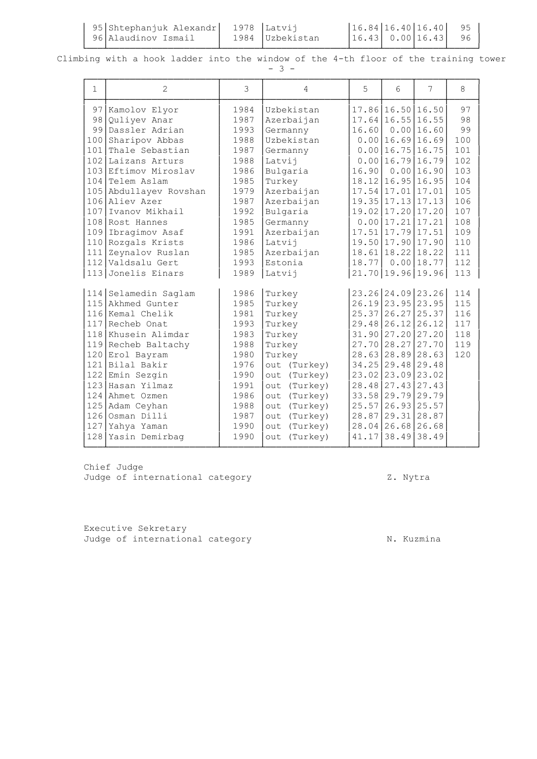| | | | | | | | |
|---|---|---|---|---|---|---|---|
| 95 | Shtephanjuk Alexandr | 1978 | Latvij | 16.84 | 16.40 | 16.40 | 95 |
| 96 | Alaudinov Ismail | 1984 | Uzbekistan | 16.43 | 0.00 | 16.43 | 96 |

Climbing with a hook ladder into the window of the 4-th floor of the training tower

| 1 | 2 | 3 | 4 | 5 | 6 | 7 | 8 |
|---|---|---|---|---|---|---|---|
| 97 | Kamolov Elyor | 1984 | Uzbekistan | 17.86 | 16.50 | 16.50 | 97 |
| 98 | Quliyev Anar | 1987 | Azerbaijan | 17.64 | 16.55 | 16.55 | 98 |
| 99 | Dassler Adrian | 1993 | Germanny | 16.60 | 0.00 | 16.60 | 99 |
| 100 | Sharipov Abbas | 1988 | Uzbekistan | 0.00 | 16.69 | 16.69 | 100 |
| 101 | Thale Sebastian | 1987 | Germanny | 0.00 | 16.75 | 16.75 | 101 |
| 102 | Laizans Arturs | 1988 | Latvij | 0.00 | 16.79 | 16.79 | 102 |
| 103 | Eftimov Miroslav | 1986 | Bulgaria | 16.90 | 0.00 | 16.90 | 103 |
| 104 | Telem Aslam | 1985 | Turkey | 18.12 | 16.95 | 16.95 | 104 |
| 105 | Abdullayev Rovshan | 1979 | Azerbaijan | 17.54 | 17.01 | 17.01 | 105 |
| 106 | Aliev Azer | 1987 | Azerbaijan | 19.35 | 17.13 | 17.13 | 106 |
| 107 | Ivanov Mikhail | 1992 | Bulgaria | 19.02 | 17.20 | 17.20 | 107 |
| 108 | Rost Hannes | 1985 | Germanny | 0.00 | 17.21 | 17.21 | 108 |
| 109 | Ibragimov Asaf | 1991 | Azerbaijan | 17.51 | 17.79 | 17.51 | 109 |
| 110 | Rozgals Krists | 1986 | Latvij | 19.50 | 17.90 | 17.90 | 110 |
| 111 | Zeynalov Ruslan | 1985 | Azerbaijan | 18.61 | 18.22 | 18.22 | 111 |
| 112 | Valdsalu Gert | 1993 | Estonia | 18.77 | 0.00 | 18.77 | 112 |
| 113 | Jonelis Einars | 1989 | Latvij | 21.70 | 19.96 | 19.96 | 113 |
| 114 | Selamedin Saglam | 1986 | Turkey | 23.26 | 24.09 | 23.26 | 114 |
| 115 | Akhmed Gunter | 1985 | Turkey | 26.19 | 23.95 | 23.95 | 115 |
| 116 | Kemal Chelik | 1981 | Turkey | 25.37 | 26.27 | 25.37 | 116 |
| 117 | Recheb Onat | 1993 | Turkey | 29.48 | 26.12 | 26.12 | 117 |
| 118 | Khusein Alimdar | 1983 | Turkey | 31.90 | 27.20 | 27.20 | 118 |
| 119 | Recheb Baltachy | 1988 | Turkey | 27.70 | 28.27 | 27.70 | 119 |
| 120 | Erol Bayram | 1980 | Turkey | 28.63 | 28.89 | 28.63 | 120 |
| 121 | Bilal Bakir | 1976 | out (Turkey) | 34.25 | 29.48 | 29.48 | |
| 122 | Emin Sezgin | 1990 | out (Turkey) | 23.02 | 23.09 | 23.02 | |
| 123 | Hasan Yilmaz | 1991 | out (Turkey) | 28.48 | 27.43 | 27.43 | |
| 124 | Ahmet Ozmen | 1986 | out (Turkey) | 33.58 | 29.79 | 29.79 | |
| 125 | Adam Ceyhan | 1988 | out (Turkey) | 25.57 | 26.93 | 25.57 | |
| 126 | Osman Dilli | 1987 | out (Turkey) | 28.87 | 29.31 | 28.87 | |
| 127 | Yahya Yaman | 1990 | out (Turkey) | 28.04 | 26.68 | 26.68 | |
| 128 | Yasin Demirbag | 1990 | out (Turkey) | 41.17 | 38.49 | 38.49 | |

Chief Judge
Judge of international category Z. Nytra

Executive Sekretary
Judge of international category N. Kuzmina